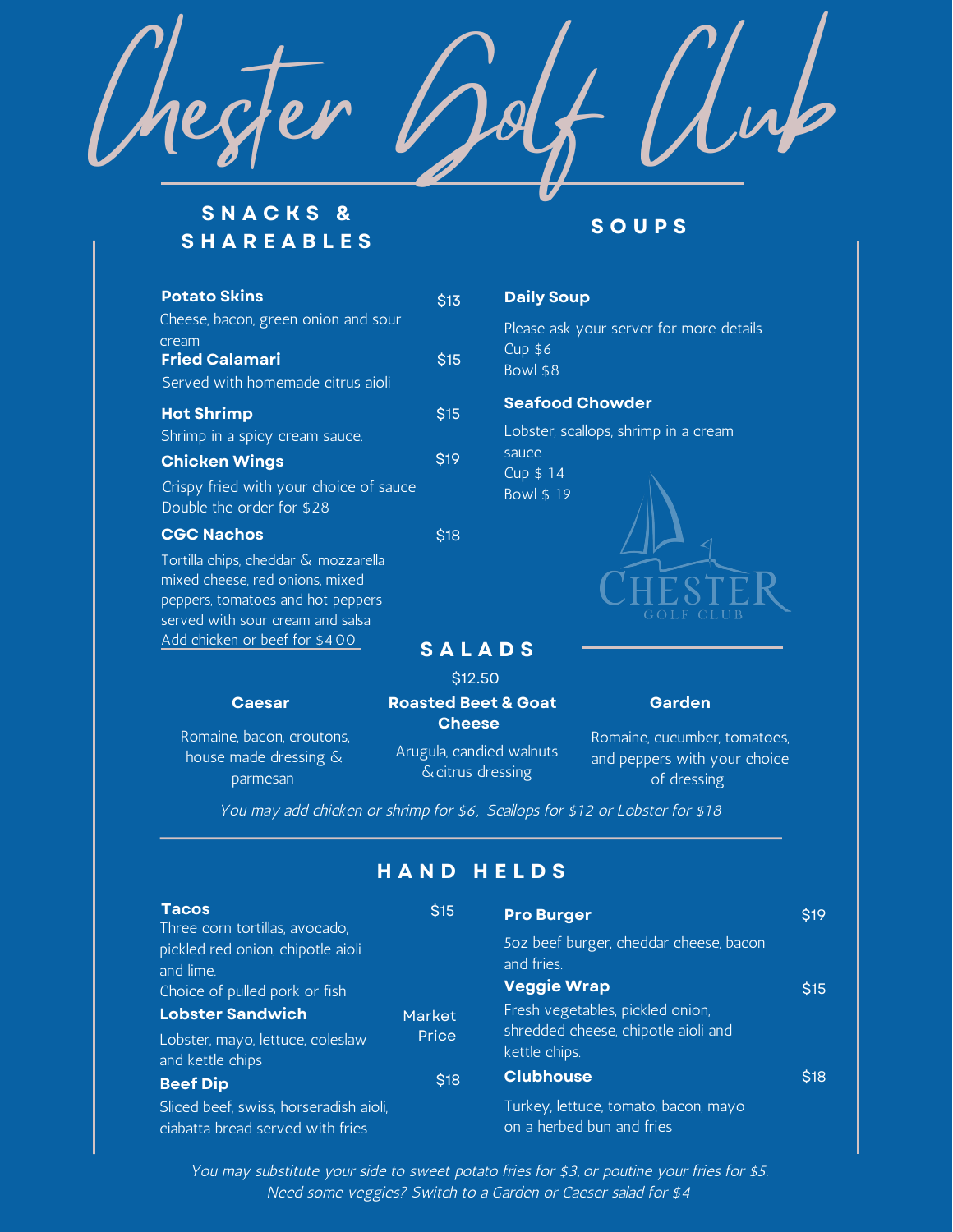# Chester Golf Club

## SNACKS & SHAREABLES

**Potato Skins** $13
Cheese, bacon, green onion and sour cream

**Fried Calamari** $15
Served with homemade citrus aioli

**Hot Shrimp** $15
Shrimp in a spicy cream sauce.

**Chicken Wings** $19
Crispy fried with your choice of sauce
Double the order for $28

**CGC Nachos** $18
Tortilla chips, cheddar & mozzarella mixed cheese, red onions, mixed peppers, tomatoes and hot peppers served with sour cream and salsa
Add chicken or beef for $4.00

## SOUPS

**Daily Soup**
Please ask your server for more details
Cup $6
Bowl $8

**Seafood Chowder**
Lobster, scallops, shrimp in a cream sauce
Cup $ 14
Bowl $ 19

CHESTER GOLF CLUB

## SALADS

$12.50

**Caesar**
Romaine, bacon, croutons, house made dressing & parmesan

**Roasted Beet & Goat Cheese**
Arugula, candied walnuts & citrus dressing

**Garden**
Romaine, cucumber, tomatoes, and peppers with your choice of dressing

*You may add chicken or shrimp for $6, Scallops for $12 or Lobster for $18*

## HAND HELDS

**Tacos** $15
Three corn tortillas, avocado, pickled red onion, chipotle aioli and lime.
Choice of pulled pork or fish

**Lobster Sandwich** Market Price
Lobster, mayo, lettuce, coleslaw and kettle chips

**Beef Dip** $18
Sliced beef, swiss, horseradish aioli, ciabatta bread served with fries

**Pro Burger** $19
5oz beef burger, cheddar cheese, bacon and fries.

**Veggie Wrap** $15
Fresh vegetables, pickled onion, shredded cheese, chipotle aioli and kettle chips.

**Clubhouse** $18
Turkey, lettuce, tomato, bacon, mayo on a herbed bun and fries

*You may substitute your side to sweet potato fries for $3, or poutine your fries for $5.*
*Need some veggies? Switch to a Garden or Caeser salad for $4*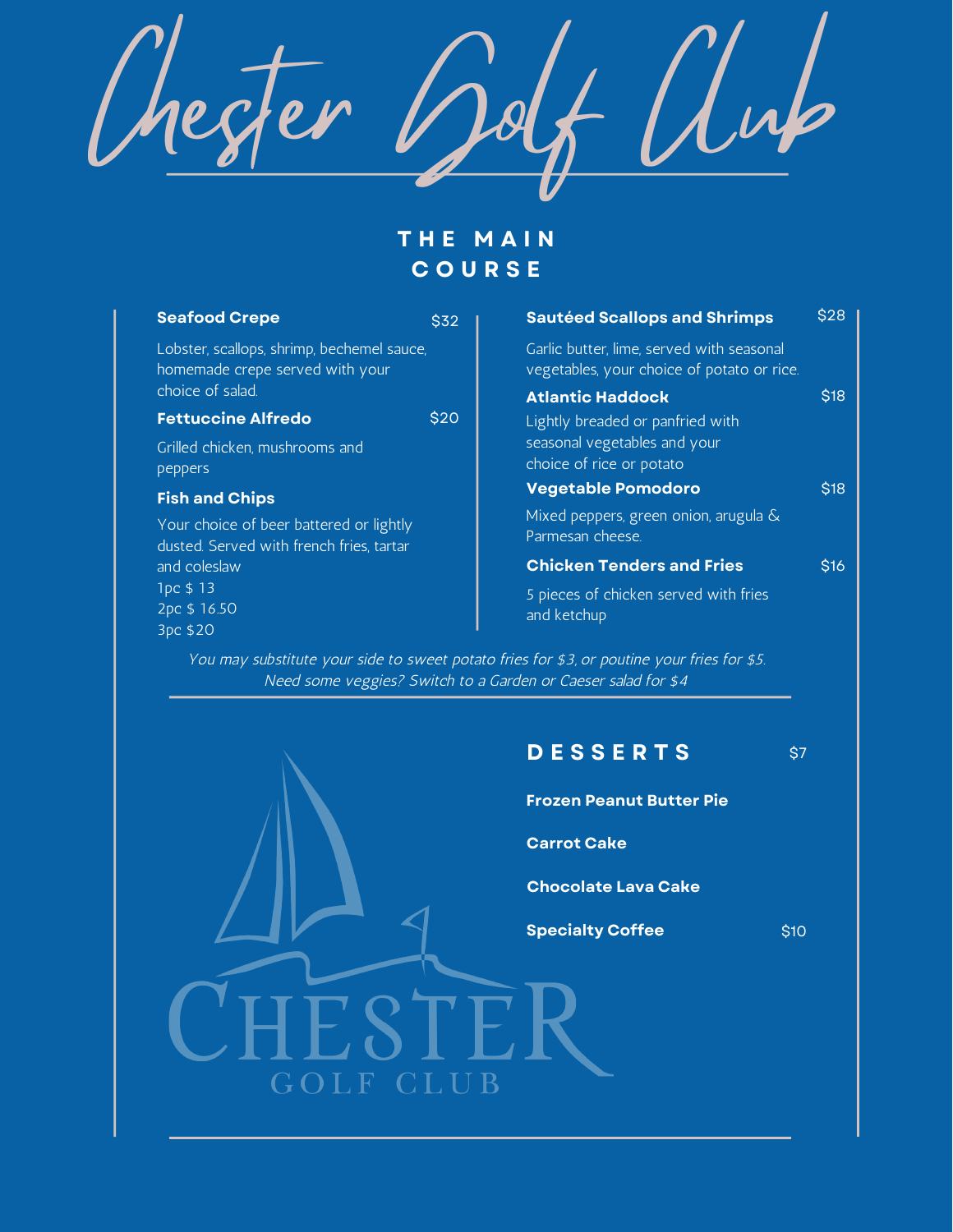# Chester Golf Club

## THE MAIN COURSE

**Seafood Crepe** $32

Lobster, scallops, shrimp, bechemel sauce, homemade crepe served with your choice of salad.

**Fettuccine Alfredo** $20

Grilled chicken, mushrooms and peppers

**Fish and Chips**

Your choice of beer battered or lightly dusted. Served with french fries, tartar and coleslaw

1pc $ 13
2pc $ 16.50
3pc $20

**Sautéed Scallops and Shrimps** $28

Garlic butter, lime, served with seasonal vegetables, your choice of potato or rice.

**Atlantic Haddock** $18

Lightly breaded or panfried with seasonal vegetables and your choice of rice or potato

**Vegetable Pomodoro** $18

Mixed peppers, green onion, arugula & Parmesan cheese.

**Chicken Tenders and Fries** $16

5 pieces of chicken served with fries and ketchup

*You may substitute your side to sweet potato fries for $3, or poutine your fries for $5. Need some veggies? Switch to a Garden or Caeser salad for $4*

## DESSERTS $7

**Frozen Peanut Butter Pie**

**Carrot Cake**

**Chocolate Lava Cake**

**Specialty Coffee** $10

CHESTER GOLF CLUB